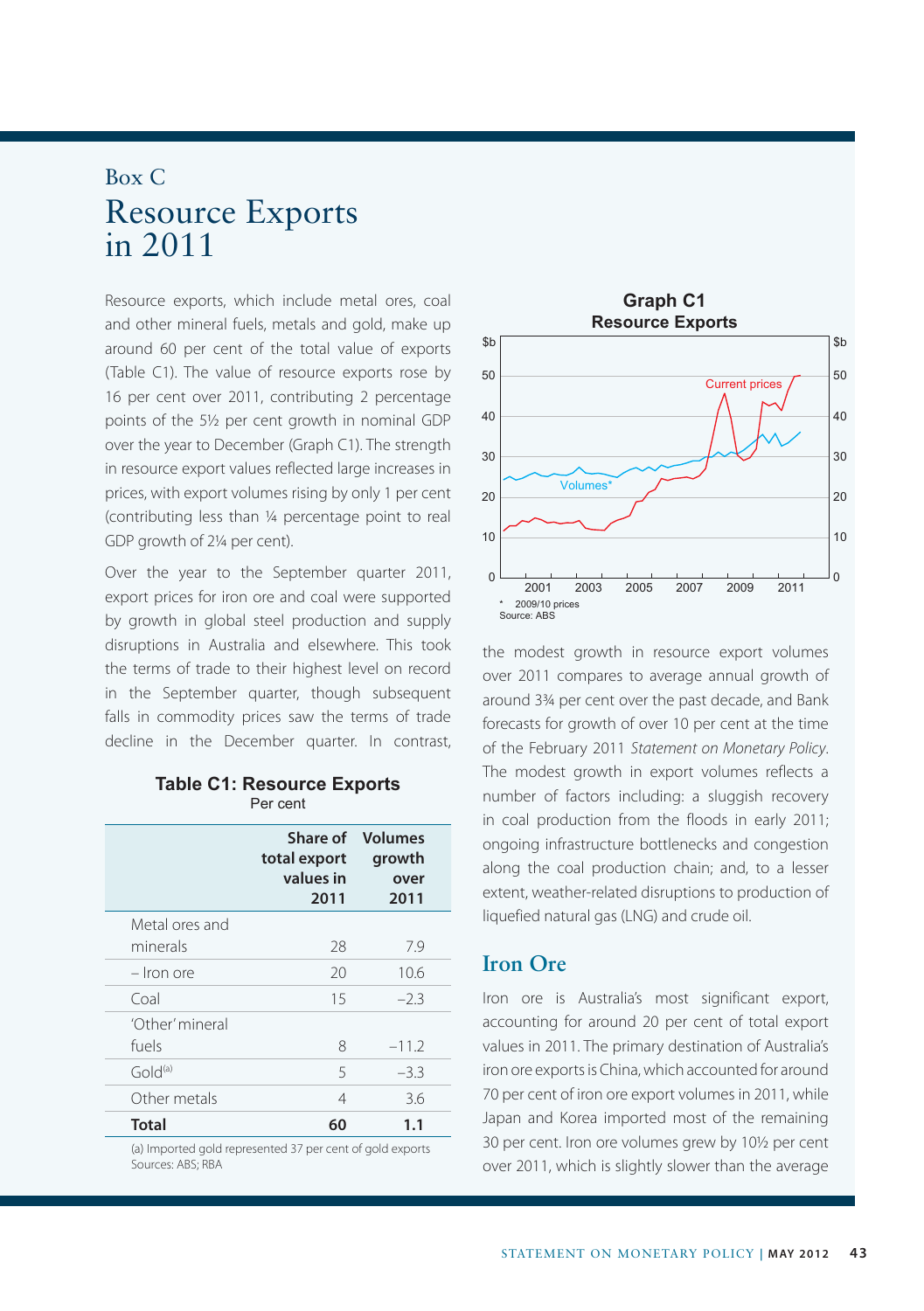# Box C
# Resource Exports in 2011

Resource exports, which include metal ores, coal and other mineral fuels, metals and gold, make up around 60 per cent of the total value of exports (Table C1). The value of resource exports rose by 16 per cent over 2011, contributing 2 percentage points of the 5½ per cent growth in nominal GDP over the year to December (Graph C1). The strength in resource export values reflected large increases in prices, with export volumes rising by only 1 per cent (contributing less than ¼ percentage point to real GDP growth of 2¼ per cent).

Over the year to the September quarter 2011, export prices for iron ore and coal were supported by growth in global steel production and supply disruptions in Australia and elsewhere. This took the terms of trade to their highest level on record in the September quarter, though subsequent falls in commodity prices saw the terms of trade decline in the December quarter. In contrast, the modest growth in resource export volumes over 2011 compares to average annual growth of around 3¾ per cent over the past decade, and Bank forecasts for growth of over 10 per cent at the time of the February 2011 *Statement on Monetary Policy*. The modest growth in export volumes reflects a number of factors including: a sluggish recovery in coal production from the floods in early 2011; ongoing infrastructure bottlenecks and congestion along the coal production chain; and, to a lesser extent, weather-related disruptions to production of liquefied natural gas (LNG) and crude oil.

**Table C1: Resource Exports**
Per cent

| | Share of total export values in 2011 | Volumes growth over 2011 |
|---|---|---|
| Metal ores and minerals | 28 | 7.9 |
| – Iron ore | 20 | 10.6 |
| Coal | 15 | –2.3 |
| 'Other' mineral fuels | 8 | –11.2 |
| Gold[(a)] | 5 | –3.3 |
| Other metals | 4 | 3.6 |
| **Total** | **60** | **1.1** |

(a) Imported gold represented 37 per cent of gold exports
Sources: ABS; RBA

**Graph C1**
**Resource Exports**

\* 2009/10 prices
Source: ABS

## Iron Ore

Iron ore is Australia's most significant export, accounting for around 20 per cent of total export values in 2011. The primary destination of Australia's iron ore exports is China, which accounted for around 70 per cent of iron ore export volumes in 2011, while Japan and Korea imported most of the remaining 30 per cent. Iron ore volumes grew by 10½ per cent over 2011, which is slightly slower than the average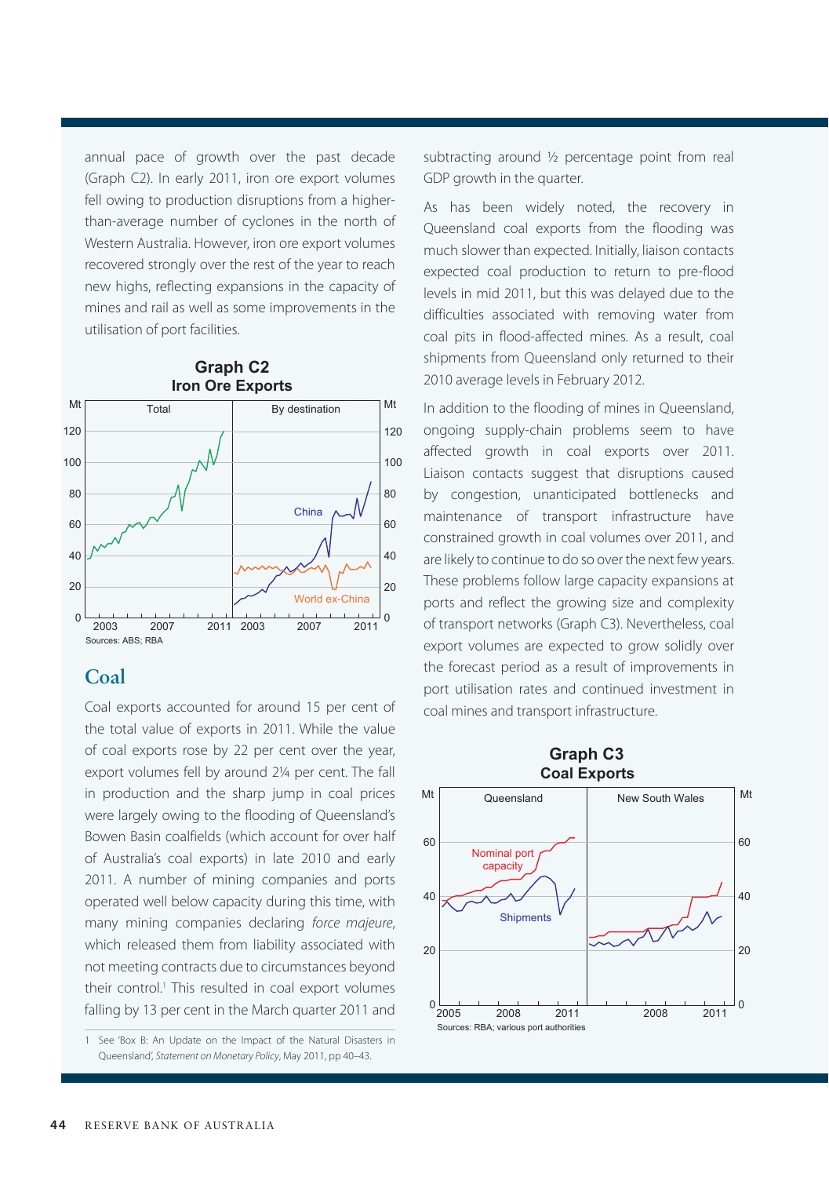annual pace of growth over the past decade (Graph C2). In early 2011, iron ore export volumes fell owing to production disruptions from a higher-than-average number of cyclones in the north of Western Australia. However, iron ore export volumes recovered strongly over the rest of the year to reach new highs, reflecting expansions in the capacity of mines and rail as well as some improvements in the utilisation of port facilities.

**Graph C2**
**Iron Ore Exports**

Sources: ABS; RBA

## Coal

Coal exports accounted for around 15 per cent of the total value of exports in 2011. While the value of coal exports rose by 22 per cent over the year, export volumes fell by around 2¼ per cent. The fall in production and the sharp jump in coal prices were largely owing to the flooding of Queensland's Bowen Basin coalfields (which account for over half of Australia's coal exports) in late 2010 and early 2011. A number of mining companies and ports operated well below capacity during this time, with many mining companies declaring *force majeure*, which released them from liability associated with not meeting contracts due to circumstances beyond their control.[1] This resulted in coal export volumes falling by 13 per cent in the March quarter 2011 and subtracting around ½ percentage point from real GDP growth in the quarter.

As has been widely noted, the recovery in Queensland coal exports from the flooding was much slower than expected. Initially, liaison contacts expected coal production to return to pre-flood levels in mid 2011, but this was delayed due to the difficulties associated with removing water from coal pits in flood-affected mines. As a result, coal shipments from Queensland only returned to their 2010 average levels in February 2012.

In addition to the flooding of mines in Queensland, ongoing supply-chain problems seem to have affected growth in coal exports over 2011. Liaison contacts suggest that disruptions caused by congestion, unanticipated bottlenecks and maintenance of transport infrastructure have constrained growth in coal volumes over 2011, and are likely to continue to do so over the next few years. These problems follow large capacity expansions at ports and reflect the growing size and complexity of transport networks (Graph C3). Nevertheless, coal export volumes are expected to grow solidly over the forecast period as a result of improvements in port utilisation rates and continued investment in coal mines and transport infrastructure.

**Graph C3**
**Coal Exports**

Sources: RBA; various port authorities

1 See 'Box B: An Update on the Impact of the Natural Disasters in Queensland', *Statement on Monetary Policy*, May 2011, pp 40–43.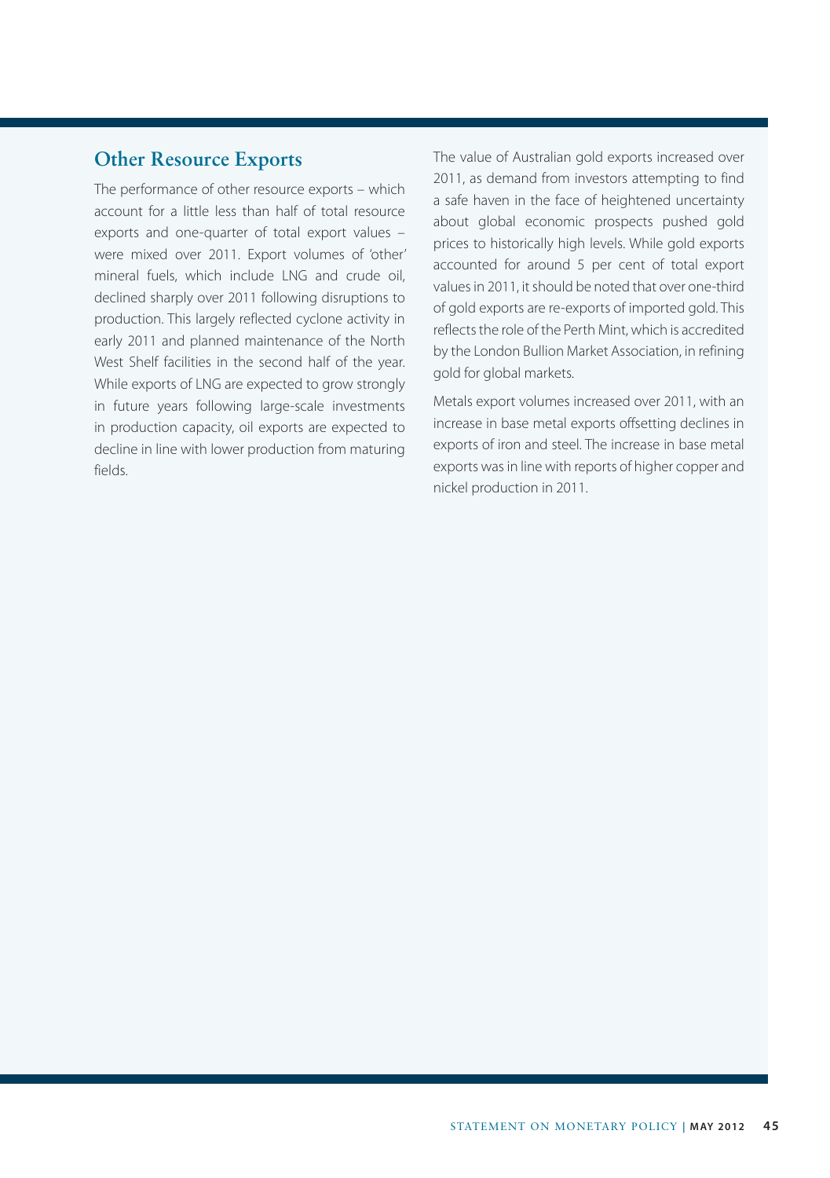## Other Resource Exports

The performance of other resource exports – which account for a little less than half of total resource exports and one-quarter of total export values – were mixed over 2011. Export volumes of 'other' mineral fuels, which include LNG and crude oil, declined sharply over 2011 following disruptions to production. This largely reflected cyclone activity in early 2011 and planned maintenance of the North West Shelf facilities in the second half of the year. While exports of LNG are expected to grow strongly in future years following large-scale investments in production capacity, oil exports are expected to decline in line with lower production from maturing fields.

The value of Australian gold exports increased over 2011, as demand from investors attempting to find a safe haven in the face of heightened uncertainty about global economic prospects pushed gold prices to historically high levels. While gold exports accounted for around 5 per cent of total export values in 2011, it should be noted that over one-third of gold exports are re-exports of imported gold. This reflects the role of the Perth Mint, which is accredited by the London Bullion Market Association, in refining gold for global markets.

Metals export volumes increased over 2011, with an increase in base metal exports offsetting declines in exports of iron and steel. The increase in base metal exports was in line with reports of higher copper and nickel production in 2011.